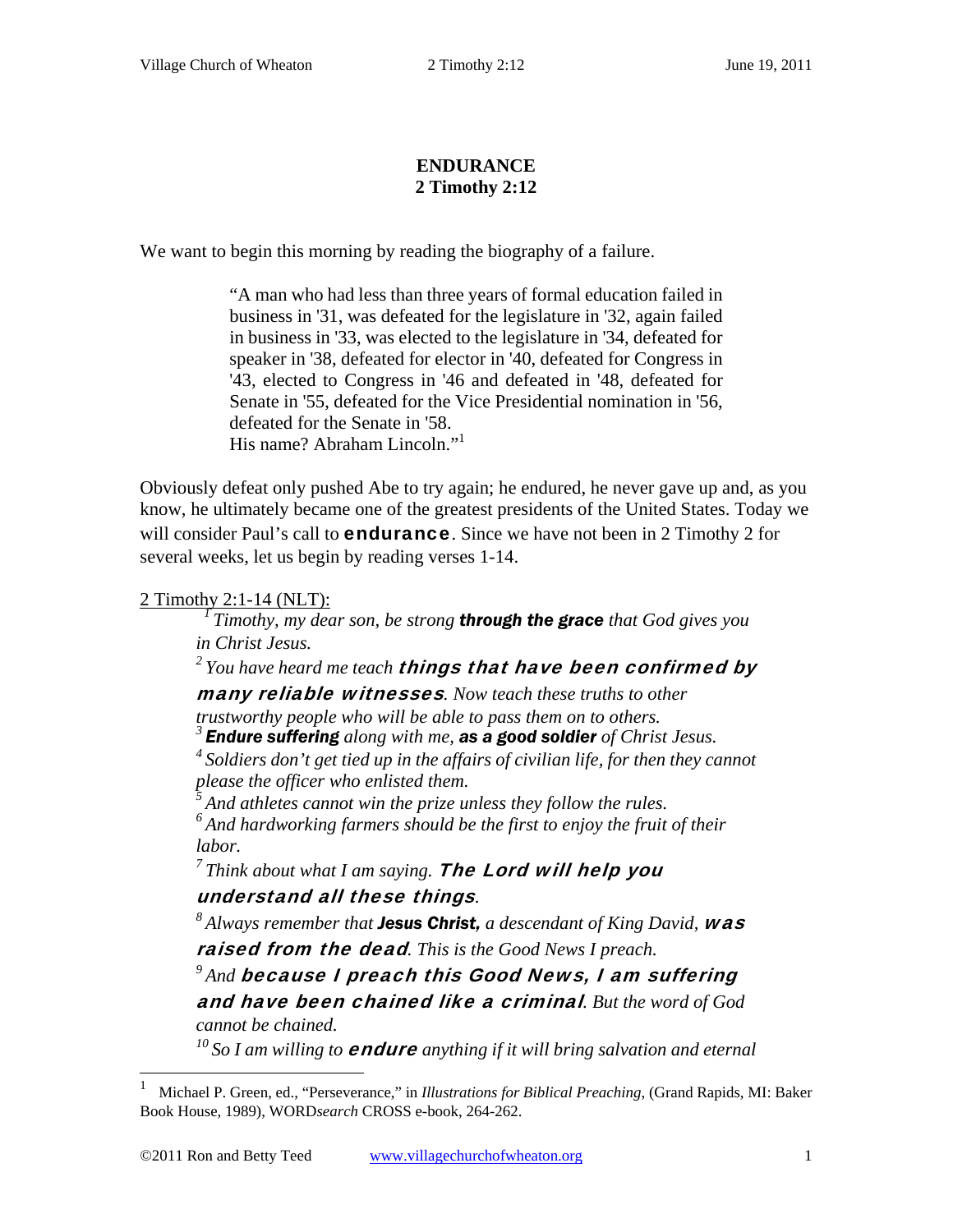# ENDURANCE
## 2 Timothy 2:12

We want to begin this morning by reading the biography of a failure.

> "A man who had less than three years of formal education failed in business in '31, was defeated for the legislature in '32, again failed in business in '33, was elected to the legislature in '34, defeated for speaker in '38, defeated for elector in '40, defeated for Congress in '43, elected to Congress in '46 and defeated in '48, defeated for Senate in '55, defeated for the Vice Presidential nomination in '56, defeated for the Senate in '58.
> His name? Abraham Lincoln."[1]

Obviously defeat only pushed Abe to try again; he endured, he never gave up and, as you know, he ultimately became one of the greatest presidents of the United States. Today we will consider Paul's call to **endurance**. Since we have not been in 2 Timothy 2 for several weeks, let us begin by reading verses 1-14.

2 Timothy 2:1-14 (NLT):

> [1] *Timothy, my dear son, be strong* ***through the grace*** *that God gives you in Christ Jesus.*
> [2] *You have heard me teach* ***things that have been confirmed by many reliable witnesses****. Now teach these truths to other trustworthy people who will be able to pass them on to others.*
> [3] ***Endure suffering*** *along with me,* ***as a good soldier*** *of Christ Jesus.*
> [4] *Soldiers don't get tied up in the affairs of civilian life, for then they cannot please the officer who enlisted them.*
> [5] *And athletes cannot win the prize unless they follow the rules.*
> [6] *And hardworking farmers should be the first to enjoy the fruit of their labor.*
> [7] *Think about what I am saying.* ***The Lord will help you understand all these things****.*
> [8] *Always remember that* ***Jesus Christ,*** *a descendant of King David,* ***was raised from the dead****. This is the Good News I preach.*
> [9] *And* ***because I preach this Good News, I am suffering and have been chained like a criminal****. But the word of God cannot be chained.*
> [10] *So I am willing to* ***endure*** *anything if it will bring salvation and eternal*

---

[1] Michael P. Green, ed., "Perseverance," in *Illustrations for Biblical Preaching*, (Grand Rapids, MI: Baker Book House, 1989), WORD*search* CROSS e-book, 264-262.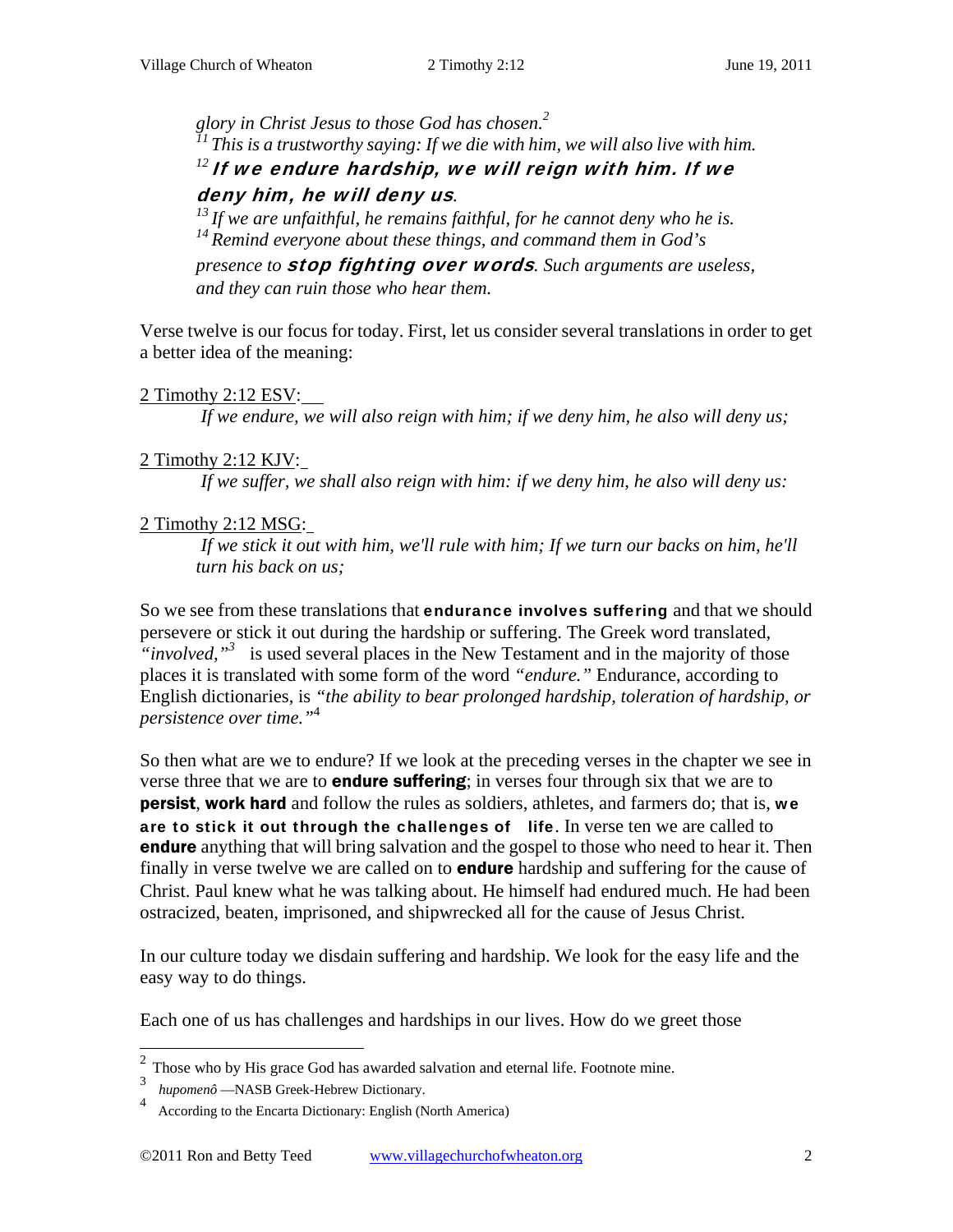> *glory in Christ Jesus to those God has chosen.*[2]
> [11] *This is a trustworthy saying: If we die with him, we will also live with him.*
> [12] ***If we endure hardship, we will reign with him. If we deny him, he will deny us.***
> [13] *If we are unfaithful, he remains faithful, for he cannot deny who he is.*
> [14] *Remind everyone about these things, and command them in God's presence to* ***stop fighting over words****. Such arguments are useless, and they can ruin those who hear them.*

Verse twelve is our focus for today. First, let us consider several translations in order to get a better idea of the meaning:

2 Timothy 2:12 ESV:

> *If we endure, we will also reign with him; if we deny him, he also will deny us;*

2 Timothy 2:12 KJV:

> *If we suffer, we shall also reign with him: if we deny him, he also will deny us:*

2 Timothy 2:12 MSG:

> *If we stick it out with him, we'll rule with him; If we turn our backs on him, he'll turn his back on us;*

So we see from these translations that **endurance involves suffering** and that we should persevere or stick it out during the hardship or suffering. The Greek word translated, *"involved,"*[3] is used several places in the New Testament and in the majority of those places it is translated with some form of the word *"endure."* Endurance, according to English dictionaries, is *"the ability to bear prolonged hardship, toleration of hardship, or persistence over time."*[4]

So then what are we to endure? If we look at the preceding verses in the chapter we see in verse three that we are to **endure suffering**; in verses four through six that we are to **persist**, **work hard** and follow the rules as soldiers, athletes, and farmers do; that is, **we are to stick it out through the challenges of life**. In verse ten we are called to **endure** anything that will bring salvation and the gospel to those who need to hear it. Then finally in verse twelve we are called on to **endure** hardship and suffering for the cause of Christ. Paul knew what he was talking about. He himself had endured much. He had been ostracized, beaten, imprisoned, and shipwrecked all for the cause of Jesus Christ.

In our culture today we disdain suffering and hardship. We look for the easy life and the easy way to do things.

Each one of us has challenges and hardships in our lives. How do we greet those

---

[2] Those who by His grace God has awarded salvation and eternal life. Footnote mine.

[3] *hupomenô* —NASB Greek-Hebrew Dictionary.

[4] According to the Encarta Dictionary: English (North America)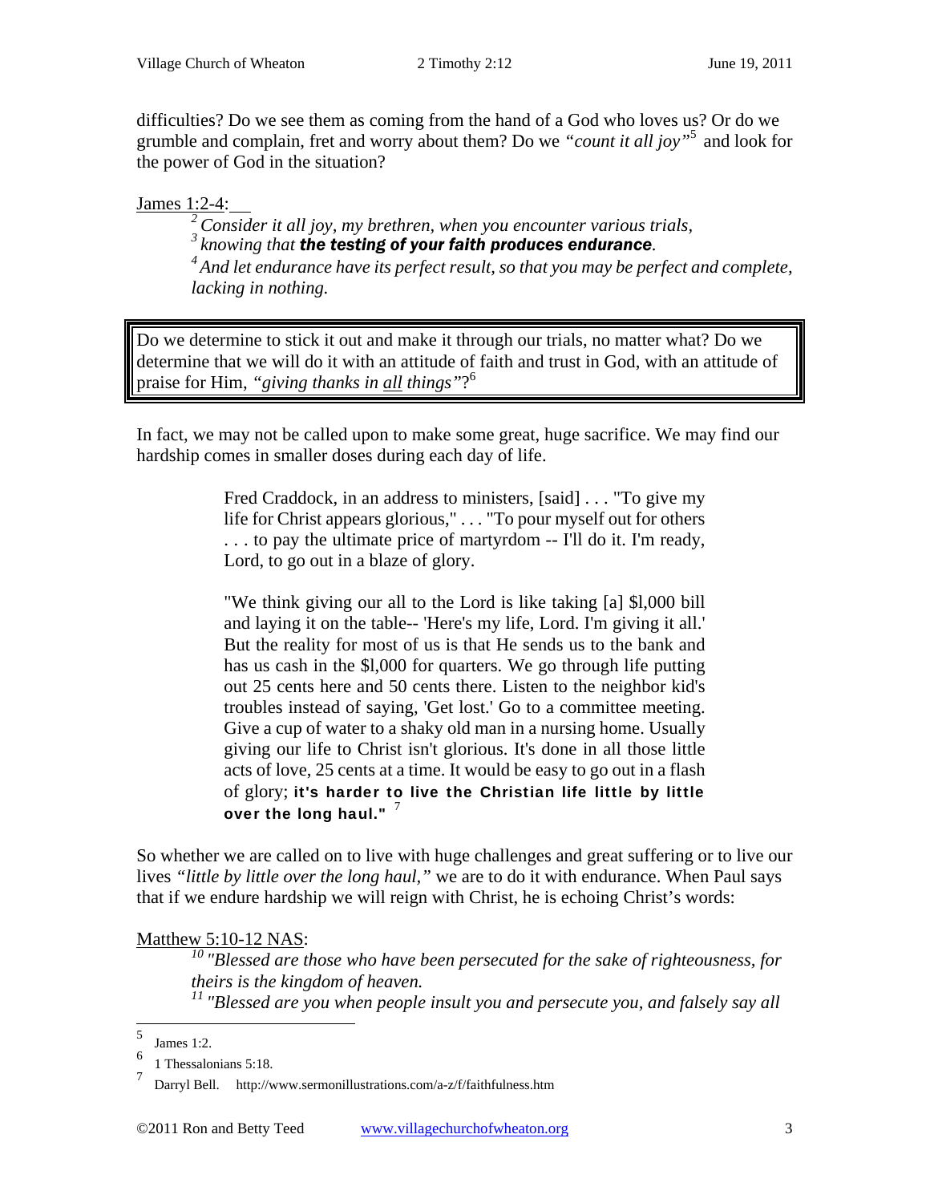difficulties? Do we see them as coming from the hand of a God who loves us? Or do we grumble and complain, fret and worry about them? Do we *"count it all joy"*[5] and look for the power of God in the situation?

James 1:2-4:

> [2] *Consider it all joy, my brethren, when you encounter various trials,*
> [3] *knowing that* ***the testing of your faith produces endurance****.*
> [4] *And let endurance have its perfect result, so that you may be perfect and complete, lacking in nothing.*

Do we determine to stick it out and make it through our trials, no matter what? Do we determine that we will do it with an attitude of faith and trust in God, with an attitude of praise for Him, *"giving thanks in all things"*?[6]

In fact, we may not be called upon to make some great, huge sacrifice. We may find our hardship comes in smaller doses during each day of life.

> Fred Craddock, in an address to ministers, [said] . . . "To give my life for Christ appears glorious," . . . "To pour myself out for others . . . to pay the ultimate price of martyrdom -- I'll do it. I'm ready, Lord, to go out in a blaze of glory.
>
> "We think giving our all to the Lord is like taking [a] $l,000 bill and laying it on the table-- 'Here's my life, Lord. I'm giving it all.' But the reality for most of us is that He sends us to the bank and has us cash in the $l,000 for quarters. We go through life putting out 25 cents here and 50 cents there. Listen to the neighbor kid's troubles instead of saying, 'Get lost.' Go to a committee meeting. Give a cup of water to a shaky old man in a nursing home. Usually giving our life to Christ isn't glorious. It's done in all those little acts of love, 25 cents at a time. It would be easy to go out in a flash of glory; **it's harder to live the Christian life little by little over the long haul."** [7]

So whether we are called on to live with huge challenges and great suffering or to live our lives *"little by little over the long haul,"* we are to do it with endurance. When Paul says that if we endure hardship we will reign with Christ, he is echoing Christ's words:

Matthew 5:10-12 NAS:

> [10] *"Blessed are those who have been persecuted for the sake of righteousness, for theirs is the kingdom of heaven.*
> [11] *"Blessed are you when people insult you and persecute you, and falsely say all*

---

[5] James 1:2.

[6] 1 Thessalonians 5:18.

[7] Darryl Bell. http://www.sermonillustrations.com/a-z/f/faithfulness.htm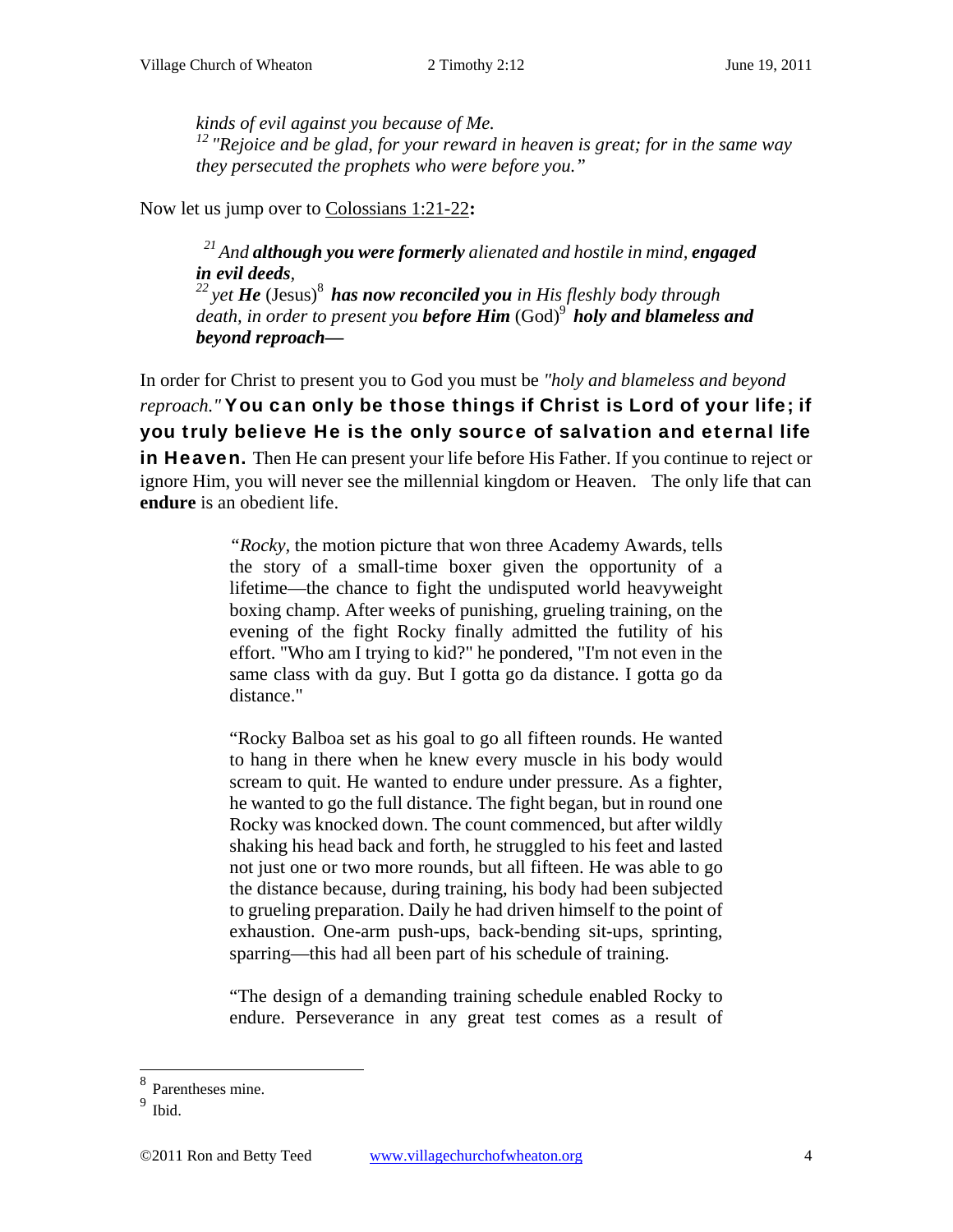> *kinds of evil against you because of Me.*
> [12] *"Rejoice and be glad, for your reward in heaven is great; for in the same way they persecuted the prophets who were before you."*

Now let us jump over to Colossians 1:21-22**:**

> [21] *And **although you were formerly** alienated and hostile in mind, **engaged in evil deeds**,*
> [22] *yet **He*** (Jesus)[8] ***has now reconciled you** in His fleshly body through death, in order to present you **before Him*** (God)[9] ***holy and blameless and beyond reproach—***

In order for Christ to present you to God you must be *"holy and blameless and beyond reproach."* **You can only be those things if Christ is Lord of your life; if you truly believe He is the only source of salvation and eternal life in Heaven.** Then He can present your life before His Father. If you continue to reject or ignore Him, you will never see the millennial kingdom or Heaven. The only life that can **endure** is an obedient life.

> "*Rocky*, the motion picture that won three Academy Awards, tells the story of a small-time boxer given the opportunity of a lifetime—the chance to fight the undisputed world heavyweight boxing champ. After weeks of punishing, grueling training, on the evening of the fight Rocky finally admitted the futility of his effort. "Who am I trying to kid?" he pondered, "I'm not even in the same class with da guy. But I gotta go da distance. I gotta go da distance."
>
> "Rocky Balboa set as his goal to go all fifteen rounds. He wanted to hang in there when he knew every muscle in his body would scream to quit. He wanted to endure under pressure. As a fighter, he wanted to go the full distance. The fight began, but in round one Rocky was knocked down. The count commenced, but after wildly shaking his head back and forth, he struggled to his feet and lasted not just one or two more rounds, but all fifteen. He was able to go the distance because, during training, his body had been subjected to grueling preparation. Daily he had driven himself to the point of exhaustion. One-arm push-ups, back-bending sit-ups, sprinting, sparring—this had all been part of his schedule of training.
>
> "The design of a demanding training schedule enabled Rocky to endure. Perseverance in any great test comes as a result of

---

[8] Parentheses mine.

[9] Ibid.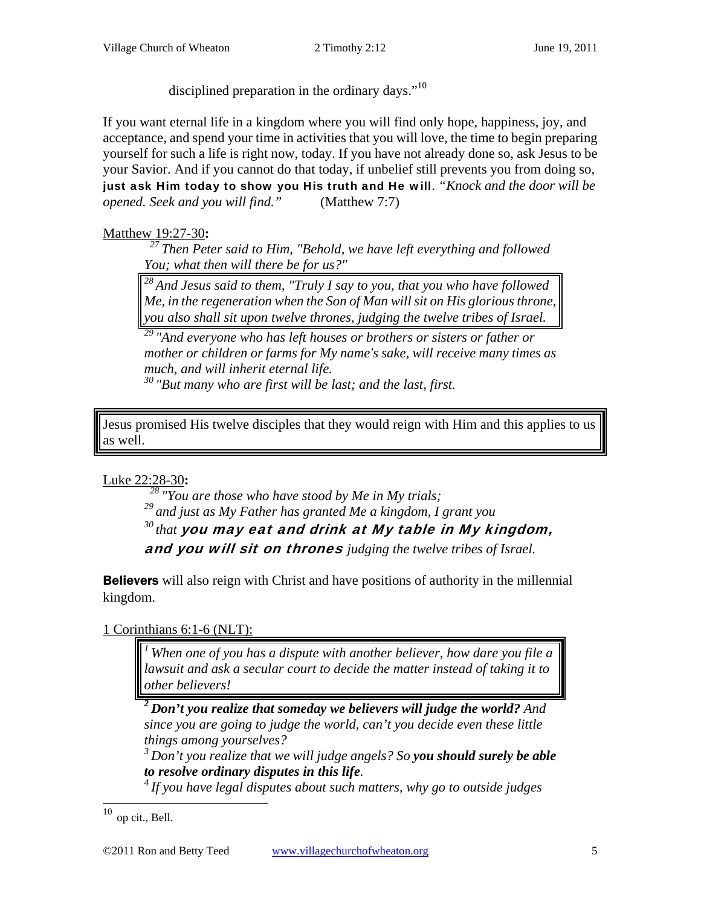disciplined preparation in the ordinary days."[10]

If you want eternal life in a kingdom where you will find only hope, happiness, joy, and acceptance, and spend your time in activities that you will love, the time to begin preparing yourself for such a life is right now, today. If you have not already done so, ask Jesus to be your Savior. And if you cannot do that today, if unbelief still prevents you from doing so, **just ask Him today to show you His truth and He will**. *"Knock and the door will be opened. Seek and you will find."* (Matthew 7:7)

Matthew 19:27-30**:**

> [27] *Then Peter said to Him, "Behold, we have left everything and followed You; what then will there be for us?"*
>
> [28] *And Jesus said to them, "Truly I say to you, that you who have followed Me, in the regeneration when the Son of Man will sit on His glorious throne, you also shall sit upon twelve thrones, judging the twelve tribes of Israel.*
>
> [29] *"And everyone who has left houses or brothers or sisters or father or mother or children or farms for My name's sake, will receive many times as much, and will inherit eternal life.*
>
> [30] *"But many who are first will be last; and the last, first.*

Jesus promised His twelve disciples that they would reign with Him and this applies to us as well.

Luke 22:28-30**:**

> [28] *"You are those who have stood by Me in My trials;*
>
> [29] *and just as My Father has granted Me a kingdom, I grant you*
>
> [30] *that* ***you may eat and drink at My table in My kingdom, and you will sit on thrones*** *judging the twelve tribes of Israel.*

**Believers** will also reign with Christ and have positions of authority in the millennial kingdom.

1 Corinthians 6:1-6 (NLT):

> [1] *When one of you has a dispute with another believer, how dare you file a lawsuit and ask a secular court to decide the matter instead of taking it to other believers!*
>
> [2] ***Don't you realize that someday we believers will judge the world?*** *And since you are going to judge the world, can't you decide even these little things among yourselves?*
>
> [3] *Don't you realize that we will judge angels? So* ***you should surely be able to resolve ordinary disputes in this life****.*
>
> [4] *If you have legal disputes about such matters, why go to outside judges*

[10] op cit., Bell.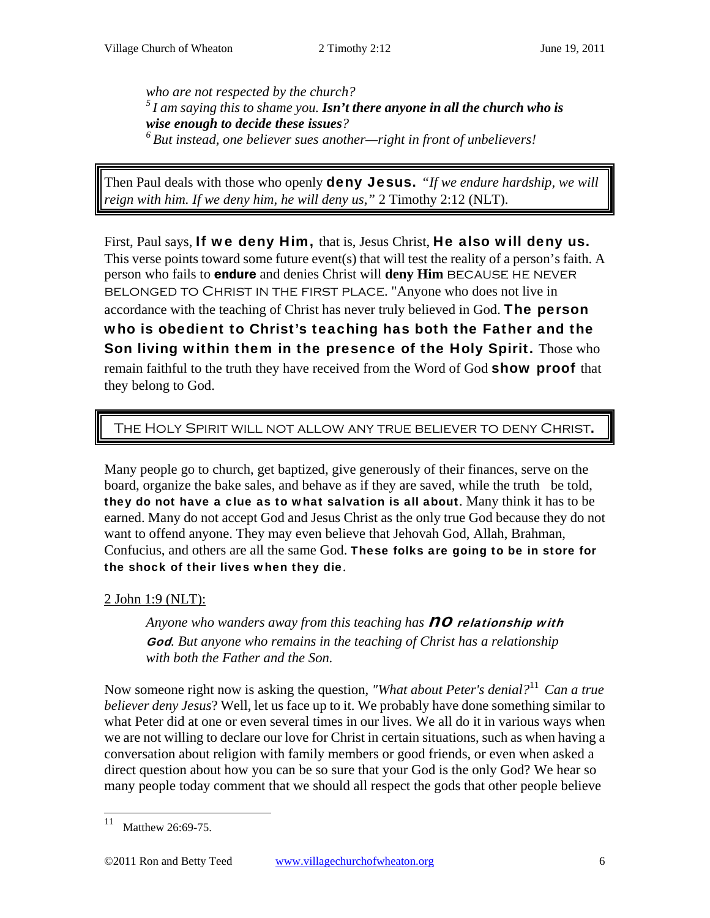*who are not respected by the church?*
*[5] I am saying this to shame you.* ***Isn't there anyone in all the church who is wise enough to decide these issues****?*
*[6] But instead, one believer sues another—right in front of unbelievers!*

> Then Paul deals with those who openly **deny Jesus.** *"If we endure hardship, we will reign with him. If we deny him, he will deny us,"* 2 Timothy 2:12 (NLT).

First, Paul says, **If we deny Him,** that is, Jesus Christ, **He also will deny us.** This verse points toward some future event(s) that will test the reality of a person's faith. A person who fails to **endure** and denies Christ will **deny Him** BECAUSE HE NEVER BELONGED TO CHRIST IN THE FIRST PLACE. "Anyone who does not live in accordance with the teaching of Christ has never truly believed in God. **The person who is obedient to Christ's teaching has both the Father and the Son living within them in the presence of the Holy Spirit.** Those who remain faithful to the truth they have received from the Word of God **show proof** that they belong to God.

> THE HOLY SPIRIT WILL NOT ALLOW ANY TRUE BELIEVER TO DENY CHRIST.

Many people go to church, get baptized, give generously of their finances, serve on the board, organize the bake sales, and behave as if they are saved, while the truth be told, **they do not have a clue as to what salvation is all about**. Many think it has to be earned. Many do not accept God and Jesus Christ as the only true God because they do not want to offend anyone. They may even believe that Jehovah God, Allah, Brahman, Confucius, and others are all the same God. **These folks are going to be in store for the shock of their lives when they die**.

2 John 1:9 (NLT):

> *Anyone who wanders away from this teaching has* ***no relationship with God****. But anyone who remains in the teaching of Christ has a relationship with both the Father and the Son.*

Now someone right now is asking the question, *"What about Peter's denial?*[11] *Can a true believer deny Jesus*? Well, let us face up to it. We probably have done something similar to what Peter did at one or even several times in our lives. We all do it in various ways when we are not willing to declare our love for Christ in certain situations, such as when having a conversation about religion with family members or good friends, or even when asked a direct question about how you can be so sure that your God is the only God? We hear so many people today comment that we should all respect the gods that other people believe

[11] Matthew 26:69-75.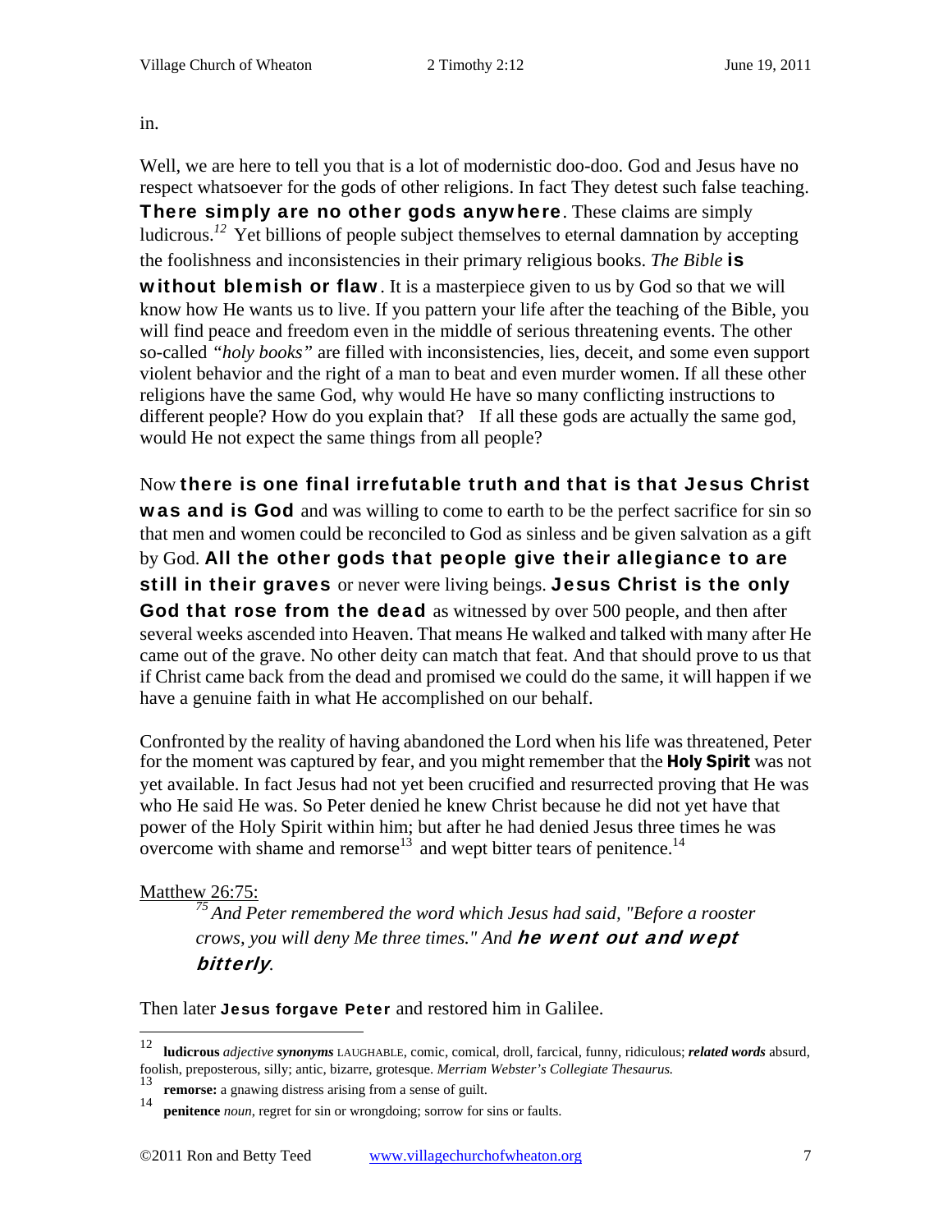in.

Well, we are here to tell you that is a lot of modernistic doo-doo. God and Jesus have no respect whatsoever for the gods of other religions. In fact They detest such false teaching. **There simply are no other gods anywhere**. These claims are simply ludicrous.[12] Yet billions of people subject themselves to eternal damnation by accepting the foolishness and inconsistencies in their primary religious books. *The Bible* **is without blemish or flaw**. It is a masterpiece given to us by God so that we will know how He wants us to live. If you pattern your life after the teaching of the Bible, you will find peace and freedom even in the middle of serious threatening events. The other so-called *"holy books"* are filled with inconsistencies, lies, deceit, and some even support violent behavior and the right of a man to beat and even murder women. If all these other religions have the same God, why would He have so many conflicting instructions to different people? How do you explain that? If all these gods are actually the same god, would He not expect the same things from all people?

Now **there is one final irrefutable truth and that is that Jesus Christ was and is God** and was willing to come to earth to be the perfect sacrifice for sin so that men and women could be reconciled to God as sinless and be given salvation as a gift by God. **All the other gods that people give their allegiance to are still in their graves** or never were living beings. **Jesus Christ is the only God that rose from the dead** as witnessed by over 500 people, and then after several weeks ascended into Heaven. That means He walked and talked with many after He came out of the grave. No other deity can match that feat. And that should prove to us that if Christ came back from the dead and promised we could do the same, it will happen if we have a genuine faith in what He accomplished on our behalf.

Confronted by the reality of having abandoned the Lord when his life was threatened, Peter for the moment was captured by fear, and you might remember that the **Holy Spirit** was not yet available. In fact Jesus had not yet been crucified and resurrected proving that He was who He said He was. So Peter denied he knew Christ because he did not yet have that power of the Holy Spirit within him; but after he had denied Jesus three times he was overcome with shame and remorse[13] and wept bitter tears of penitence.[14]

Matthew 26:75:

> [75] *And Peter remembered the word which Jesus had said, "Before a rooster crows, you will deny Me three times." And* ***he went out and wept bitterly****.*

Then later **Jesus forgave Peter** and restored him in Galilee.

---

[12] **ludicrous** *adjective* ***synonyms*** LAUGHABLE, comic, comical, droll, farcical, funny, ridiculous; ***related words*** absurd, foolish, preposterous, silly; antic, bizarre, grotesque. *Merriam Webster's Collegiate Thesaurus.*

[13] **remorse:** a gnawing distress arising from a sense of guilt.

[14] **penitence** *noun*, regret for sin or wrongdoing; sorrow for sins or faults.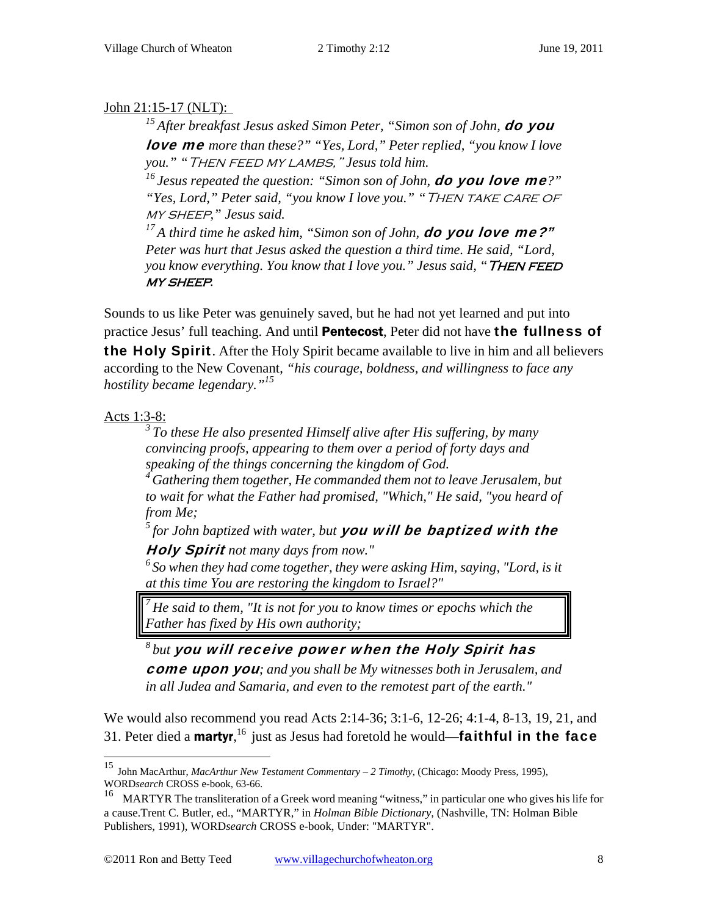John 21:15-17 (NLT):

> [15] *After breakfast Jesus asked Simon Peter, "Simon son of John,* ***do you love me*** *more than these?" "Yes, Lord," Peter replied, "you know I love you." "THEN FEED MY LAMBS," Jesus told him.*
>
> [16] *Jesus repeated the question: "Simon son of John,* ***do you love me****?" "Yes, Lord," Peter said, "you know I love you." "THEN TAKE CARE OF MY SHEEP," Jesus said.*
>
> [17] *A third time he asked him, "Simon son of John,* ***do you love me?"*** *Peter was hurt that Jesus asked the question a third time. He said, "Lord, you know everything. You know that I love you." Jesus said, "****THEN FEED MY SHEEP****.*

Sounds to us like Peter was genuinely saved, but he had not yet learned and put into practice Jesus' full teaching. And until **Pentecost**, Peter did not have **the fullness of the Holy Spirit**. After the Holy Spirit became available to live in him and all believers according to the New Covenant, *"his courage, boldness, and willingness to face any hostility became legendary."*[15]

Acts 1:3-8:

> [3] *To these He also presented Himself alive after His suffering, by many convincing proofs, appearing to them over a period of forty days and speaking of the things concerning the kingdom of God.*
>
> [4] *Gathering them together, He commanded them not to leave Jerusalem, but to wait for what the Father had promised, "Which," He said, "you heard of from Me;*
>
> [5] *for John baptized with water, but* ***you will be baptized with the Holy Spirit*** *not many days from now."*
>
> [6] *So when they had come together, they were asking Him, saying, "Lord, is it at this time You are restoring the kingdom to Israel?"*
>
> [7] *He said to them, "It is not for you to know times or epochs which the Father has fixed by His own authority;*
>
> [8] *but* ***you will receive power when the Holy Spirit has come upon you****; and you shall be My witnesses both in Jerusalem, and in all Judea and Samaria, and even to the remotest part of the earth."*

We would also recommend you read Acts 2:14-36; 3:1-6, 12-26; 4:1-4, 8-13, 19, 21, and 31. Peter died a **martyr**,[16] just as Jesus had foretold he would—**faithful in the face**

---

[15] John MacArthur, *MacArthur New Testament Commentary – 2 Timothy*, (Chicago: Moody Press, 1995), WORD*search* CROSS e-book, 63-66.

[16] MARTYR The transliteration of a Greek word meaning "witness," in particular one who gives his life for a cause.Trent C. Butler, ed., "MARTYR," in *Holman Bible Dictionary*, (Nashville, TN: Holman Bible Publishers, 1991), WORD*search* CROSS e-book, Under: "MARTYR".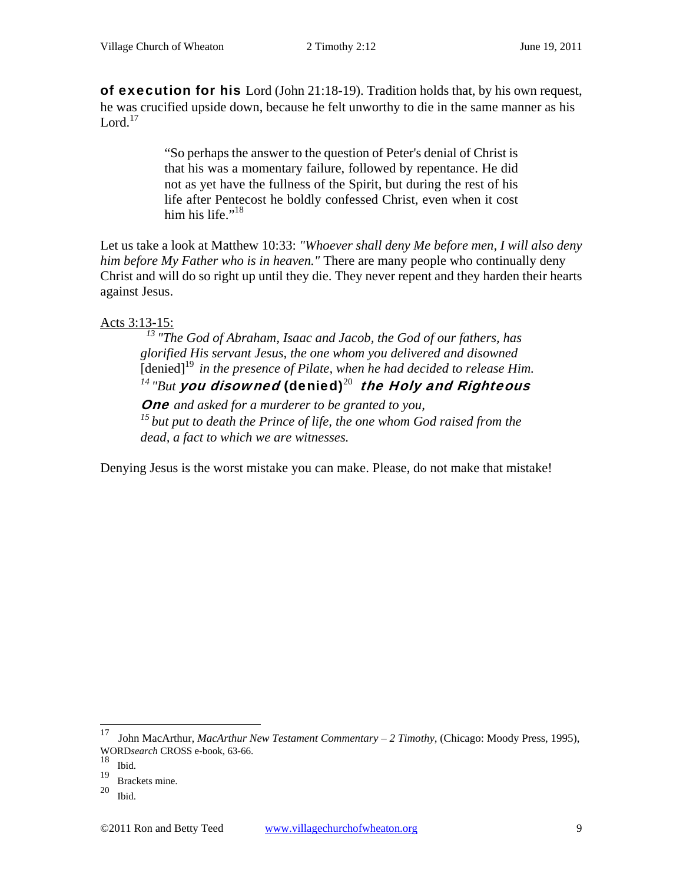**of execution for his** Lord (John 21:18-19). Tradition holds that, by his own request, he was crucified upside down, because he felt unworthy to die in the same manner as his Lord.[17]

> "So perhaps the answer to the question of Peter's denial of Christ is that his was a momentary failure, followed by repentance. He did not as yet have the fullness of the Spirit, but during the rest of his life after Pentecost he boldly confessed Christ, even when it cost him his life."[18]

Let us take a look at Matthew 10:33: *"Whoever shall deny Me before men, I will also deny him before My Father who is in heaven."* There are many people who continually deny Christ and will do so right up until they die. They never repent and they harden their hearts against Jesus.

<u>Acts 3:13-15:</u>

> [13] *"The God of Abraham, Isaac and Jacob, the God of our fathers, has glorified His servant Jesus, the one whom you delivered and disowned* [denied][19] *in the presence of Pilate, when he had decided to release Him.*
> [14] *"But* ***you disowned*** **(denied)**[20] ***the Holy and Righteous One*** *and asked for a murderer to be granted to you,*
> [15] *but put to death the Prince of life, the one whom God raised from the dead, a fact to which we are witnesses.*

Denying Jesus is the worst mistake you can make. Please, do not make that mistake!

---

[17] John MacArthur, *MacArthur New Testament Commentary – 2 Timothy*, (Chicago: Moody Press, 1995), WORD*search* CROSS e-book, 63-66.

[18] Ibid.

[19] Brackets mine.

[20] Ibid.